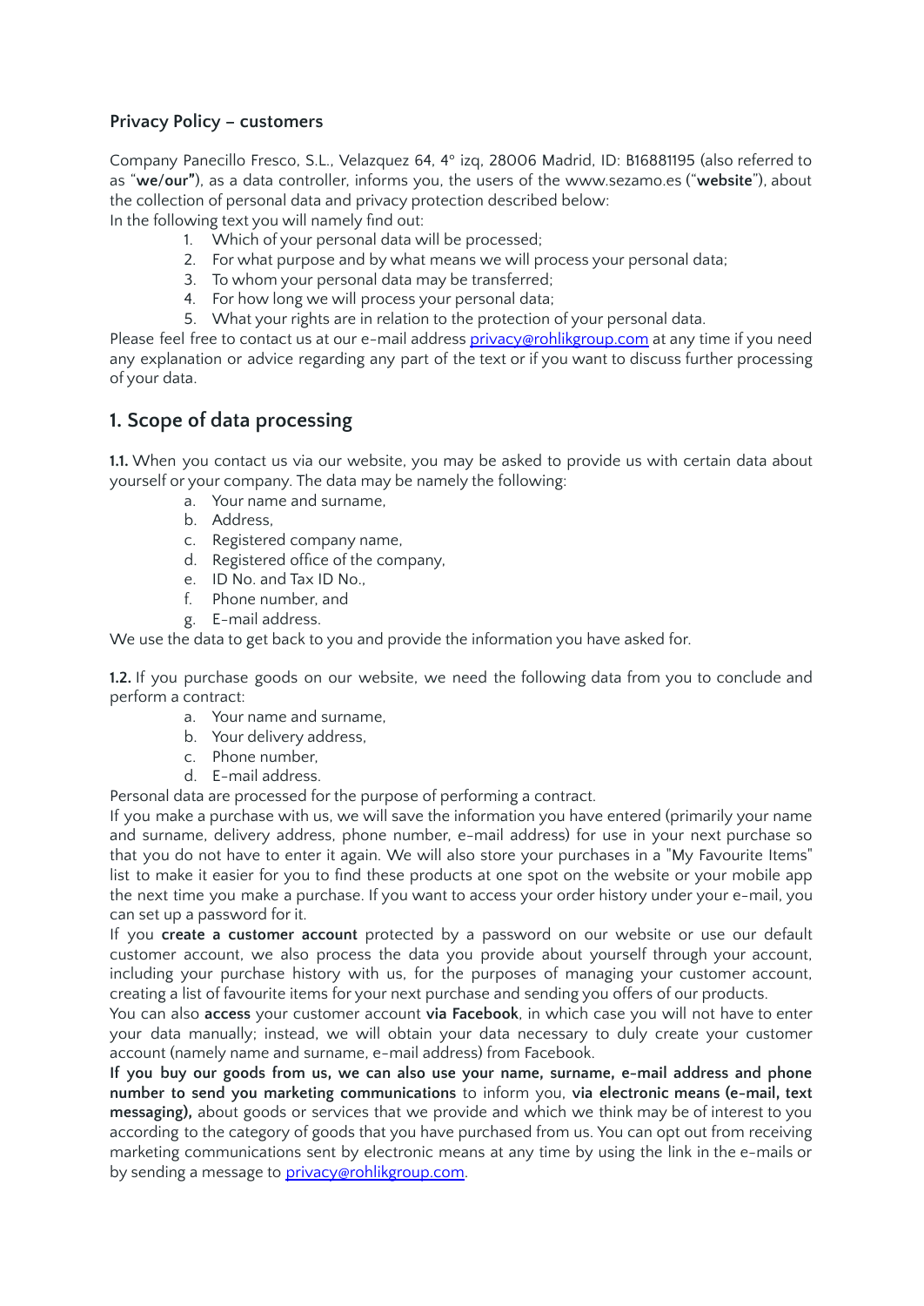**Privacy Policy – customers**

Company Panecillo Fresco, S.L., Velazquez 64, 4º izq, 28006 Madrid, ID: B16881195 (also referred to as "**we/our"**), as a data controller, informs you, the users of the www.sezamo.es ("**website**"), about the collection of personal data and privacy protection described below:

In the following text you will namely find out:

1. Which of your personal data will be processed;
2. For what purpose and by what means we will process your personal data;
3. To whom your personal data may be transferred;
4. For how long we will process your personal data;
5. What your rights are in relation to the protection of your personal data.

Please feel free to contact us at our e-mail address [privacy@rohlikgroup.com](mailto:privacy@rohlikgroup.com) at any time if you need any explanation or advice regarding any part of the text or if you want to discuss further processing of your data.

## 1. Scope of data processing

**1.1.** When you contact us via our website, you may be asked to provide us with certain data about yourself or your company. The data may be namely the following:

a. Your name and surname,
b. Address,
c. Registered company name,
d. Registered office of the company,
e. ID No. and Tax ID No.,
f. Phone number, and
g. E-mail address.

We use the data to get back to you and provide the information you have asked for.

**1.2.** If you purchase goods on our website, we need the following data from you to conclude and perform a contract:

a. Your name and surname,
b. Your delivery address,
c. Phone number,
d. E-mail address.

Personal data are processed for the purpose of performing a contract.

If you make a purchase with us, we will save the information you have entered (primarily your name and surname, delivery address, phone number, e-mail address) for use in your next purchase so that you do not have to enter it again. We will also store your purchases in a "My Favourite Items" list to make it easier for you to find these products at one spot on the website or your mobile app the next time you make a purchase. If you want to access your order history under your e-mail, you can set up a password for it.

If you **create a customer account** protected by a password on our website or use our default customer account, we also process the data you provide about yourself through your account, including your purchase history with us, for the purposes of managing your customer account, creating a list of favourite items for your next purchase and sending you offers of our products.

You can also **access** your customer account **via Facebook**, in which case you will not have to enter your data manually; instead, we will obtain your data necessary to duly create your customer account (namely name and surname, e-mail address) from Facebook.

**If you buy our goods from us, we can also use your name, surname, e-mail address and phone number to send you marketing communications** to inform you, **via electronic means (e-mail, text messaging),** about goods or services that we provide and which we think may be of interest to you according to the category of goods that you have purchased from us. You can opt out from receiving marketing communications sent by electronic means at any time by using the link in the e-mails or by sending a message to [privacy@rohlikgroup.com](mailto:privacy@rohlikgroup.com).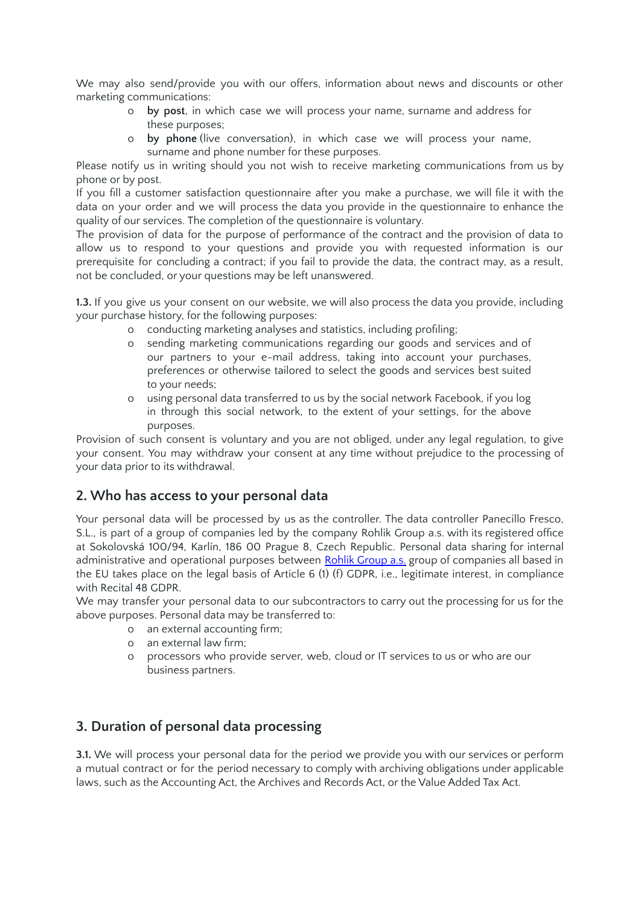We may also send/provide you with our offers, information about news and discounts or other marketing communications:

- **by post**, in which case we will process your name, surname and address for these purposes;
- **by phone** (live conversation), in which case we will process your name, surname and phone number for these purposes.

Please notify us in writing should you not wish to receive marketing communications from us by phone or by post.

If you fill a customer satisfaction questionnaire after you make a purchase, we will file it with the data on your order and we will process the data you provide in the questionnaire to enhance the quality of our services. The completion of the questionnaire is voluntary.

The provision of data for the purpose of performance of the contract and the provision of data to allow us to respond to your questions and provide you with requested information is our prerequisite for concluding a contract; if you fail to provide the data, the contract may, as a result, not be concluded, or your questions may be left unanswered.

**1.3.** If you give us your consent on our website, we will also process the data you provide, including your purchase history, for the following purposes:

- conducting marketing analyses and statistics, including profiling;
- sending marketing communications regarding our goods and services and of our partners to your e-mail address, taking into account your purchases, preferences or otherwise tailored to select the goods and services best suited to your needs;
- using personal data transferred to us by the social network Facebook, if you log in through this social network, to the extent of your settings, for the above purposes.

Provision of such consent is voluntary and you are not obliged, under any legal regulation, to give your consent. You may withdraw your consent at any time without prejudice to the processing of your data prior to its withdrawal.

## 2. Who has access to your personal data

Your personal data will be processed by us as the controller. The data controller Panecillo Fresco, S.L., is part of a group of companies led by the company Rohlik Group a.s. with its registered office at Sokolovská 100/94, Karlín, 186 00 Prague 8, Czech Republic. Personal data sharing for internal administrative and operational purposes between Rohlik Group a.s. group of companies all based in the EU takes place on the legal basis of Article 6 (1) (f) GDPR, i.e., legitimate interest, in compliance with Recital 48 GDPR.

We may transfer your personal data to our subcontractors to carry out the processing for us for the above purposes. Personal data may be transferred to:

- an external accounting firm;
- an external law firm;
- processors who provide server, web, cloud or IT services to us or who are our business partners.

## 3. Duration of personal data processing

**3.1.** We will process your personal data for the period we provide you with our services or perform a mutual contract or for the period necessary to comply with archiving obligations under applicable laws, such as the Accounting Act, the Archives and Records Act, or the Value Added Tax Act.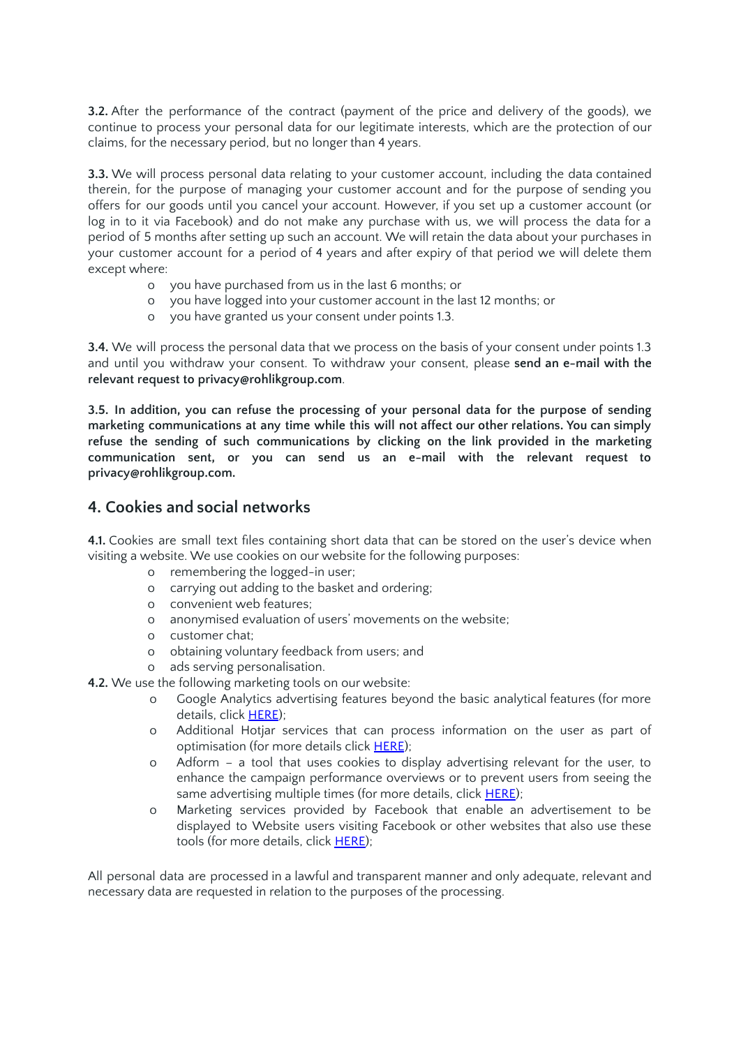**3.2.** After the performance of the contract (payment of the price and delivery of the goods), we continue to process your personal data for our legitimate interests, which are the protection of our claims, for the necessary period, but no longer than 4 years.

**3.3.** We will process personal data relating to your customer account, including the data contained therein, for the purpose of managing your customer account and for the purpose of sending you offers for our goods until you cancel your account. However, if you set up a customer account (or log in to it via Facebook) and do not make any purchase with us, we will process the data for a period of 5 months after setting up such an account. We will retain the data about your purchases in your customer account for a period of 4 years and after expiry of that period we will delete them except where:

- you have purchased from us in the last 6 months; or
- you have logged into your customer account in the last 12 months; or
- you have granted us your consent under points 1.3.

**3.4.** We will process the personal data that we process on the basis of your consent under points 1.3 and until you withdraw your consent. To withdraw your consent, please **send an e-mail with the relevant request to privacy@rohlikgroup.com**.

**3.5. In addition, you can refuse the processing of your personal data for the purpose of sending marketing communications at any time while this will not affect our other relations. You can simply refuse the sending of such communications by clicking on the link provided in the marketing communication sent, or you can send us an e-mail with the relevant request to privacy@rohlikgroup.com.**

## 4. Cookies and social networks

**4.1.** Cookies are small text files containing short data that can be stored on the user's device when visiting a website. We use cookies on our website for the following purposes:

- remembering the logged-in user;
- carrying out adding to the basket and ordering;
- convenient web features;
- anonymised evaluation of users' movements on the website;
- customer chat;
- obtaining voluntary feedback from users; and
- ads serving personalisation.

**4.2.** We use the following marketing tools on our website:

- Google Analytics advertising features beyond the basic analytical features (for more details, click HERE);
- Additional Hotjar services that can process information on the user as part of optimisation (for more details click HERE);
- Adform – a tool that uses cookies to display advertising relevant for the user, to enhance the campaign performance overviews or to prevent users from seeing the same advertising multiple times (for more details, click HERE);
- Marketing services provided by Facebook that enable an advertisement to be displayed to Website users visiting Facebook or other websites that also use these tools (for more details, click HERE);

All personal data are processed in a lawful and transparent manner and only adequate, relevant and necessary data are requested in relation to the purposes of the processing.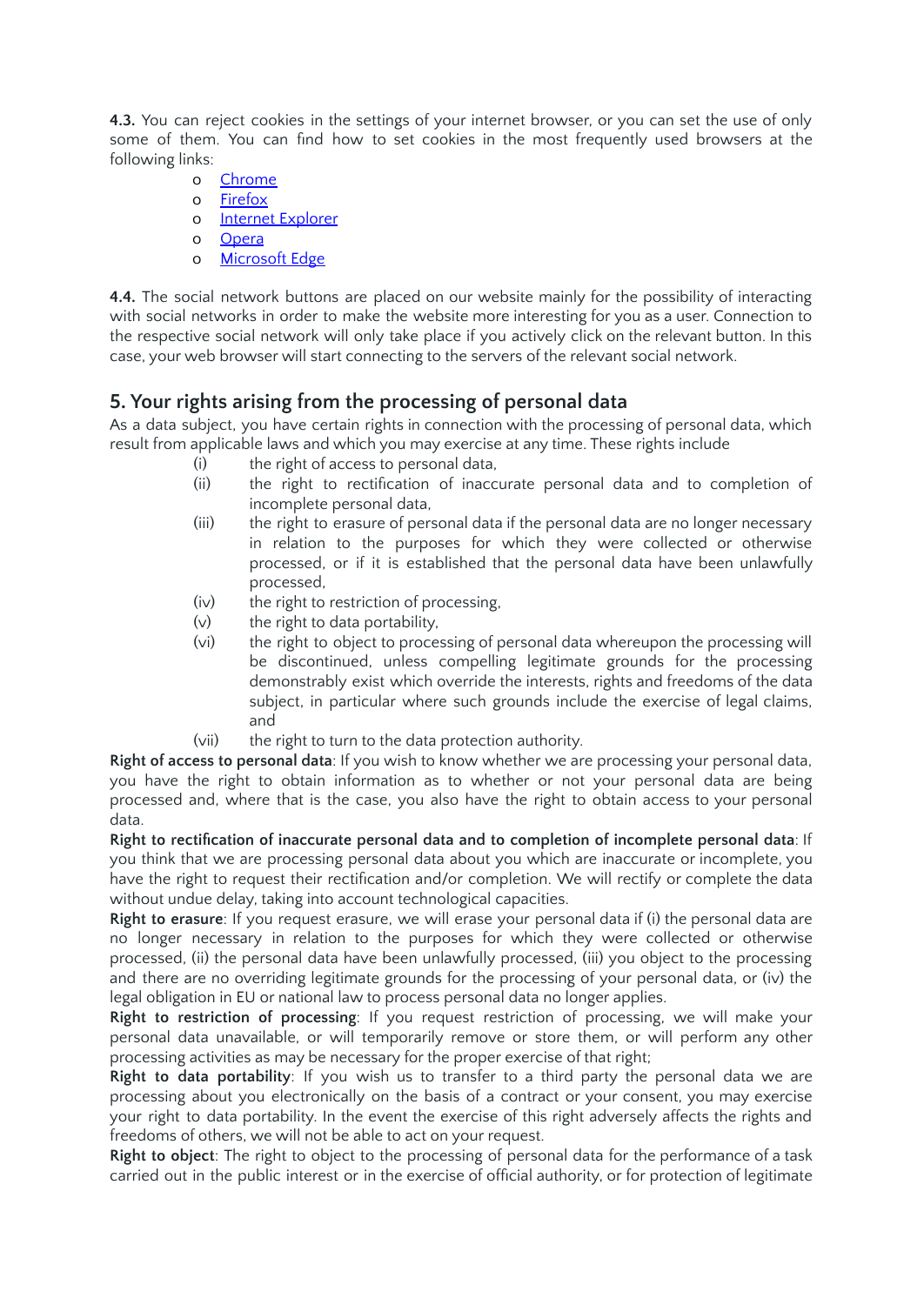**4.3.** You can reject cookies in the settings of your internet browser, or you can set the use of only some of them. You can find how to set cookies in the most frequently used browsers at the following links:

- Chrome
- Firefox
- Internet Explorer
- Opera
- Microsoft Edge

**4.4.** The social network buttons are placed on our website mainly for the possibility of interacting with social networks in order to make the website more interesting for you as a user. Connection to the respective social network will only take place if you actively click on the relevant button. In this case, your web browser will start connecting to the servers of the relevant social network.

## 5. Your rights arising from the processing of personal data

As a data subject, you have certain rights in connection with the processing of personal data, which result from applicable laws and which you may exercise at any time. These rights include

(i) the right of access to personal data,
(ii) the right to rectification of inaccurate personal data and to completion of incomplete personal data,
(iii) the right to erasure of personal data if the personal data are no longer necessary in relation to the purposes for which they were collected or otherwise processed, or if it is established that the personal data have been unlawfully processed,
(iv) the right to restriction of processing,
(v) the right to data portability,
(vi) the right to object to processing of personal data whereupon the processing will be discontinued, unless compelling legitimate grounds for the processing demonstrably exist which override the interests, rights and freedoms of the data subject, in particular where such grounds include the exercise of legal claims, and
(vii) the right to turn to the data protection authority.

**Right of access to personal data**: If you wish to know whether we are processing your personal data, you have the right to obtain information as to whether or not your personal data are being processed and, where that is the case, you also have the right to obtain access to your personal data.

**Right to rectification of inaccurate personal data and to completion of incomplete personal data**: If you think that we are processing personal data about you which are inaccurate or incomplete, you have the right to request their rectification and/or completion. We will rectify or complete the data without undue delay, taking into account technological capacities.

**Right to erasure**: If you request erasure, we will erase your personal data if (i) the personal data are no longer necessary in relation to the purposes for which they were collected or otherwise processed, (ii) the personal data have been unlawfully processed, (iii) you object to the processing and there are no overriding legitimate grounds for the processing of your personal data, or (iv) the legal obligation in EU or national law to process personal data no longer applies.

**Right to restriction of processing**: If you request restriction of processing, we will make your personal data unavailable, or will temporarily remove or store them, or will perform any other processing activities as may be necessary for the proper exercise of that right;

**Right to data portability**: If you wish us to transfer to a third party the personal data we are processing about you electronically on the basis of a contract or your consent, you may exercise your right to data portability. In the event the exercise of this right adversely affects the rights and freedoms of others, we will not be able to act on your request.

**Right to object**: The right to object to the processing of personal data for the performance of a task carried out in the public interest or in the exercise of official authority, or for protection of legitimate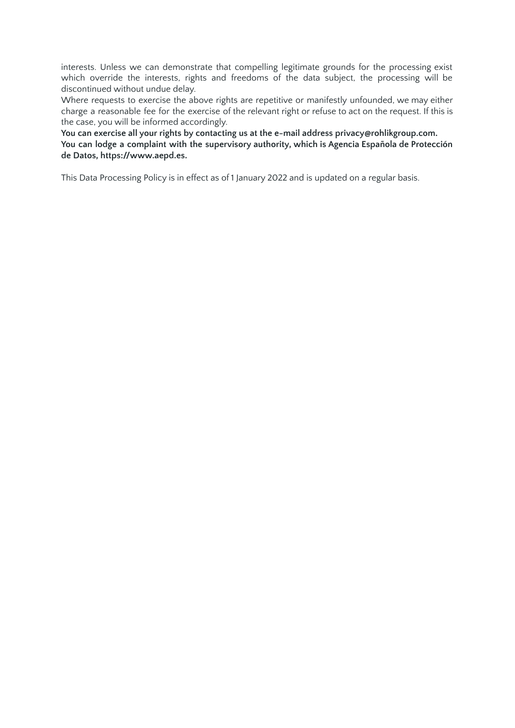interests. Unless we can demonstrate that compelling legitimate grounds for the processing exist which override the interests, rights and freedoms of the data subject, the processing will be discontinued without undue delay.

Where requests to exercise the above rights are repetitive or manifestly unfounded, we may either charge a reasonable fee for the exercise of the relevant right or refuse to act on the request. If this is the case, you will be informed accordingly.

**You can exercise all your rights by contacting us at the e-mail address privacy@rohlikgroup.com.**

**You can lodge a complaint with the supervisory authority, which is Agencia Española de Protección de Datos, https://www.aepd.es.**

This Data Processing Policy is in effect as of 1 January 2022 and is updated on a regular basis.